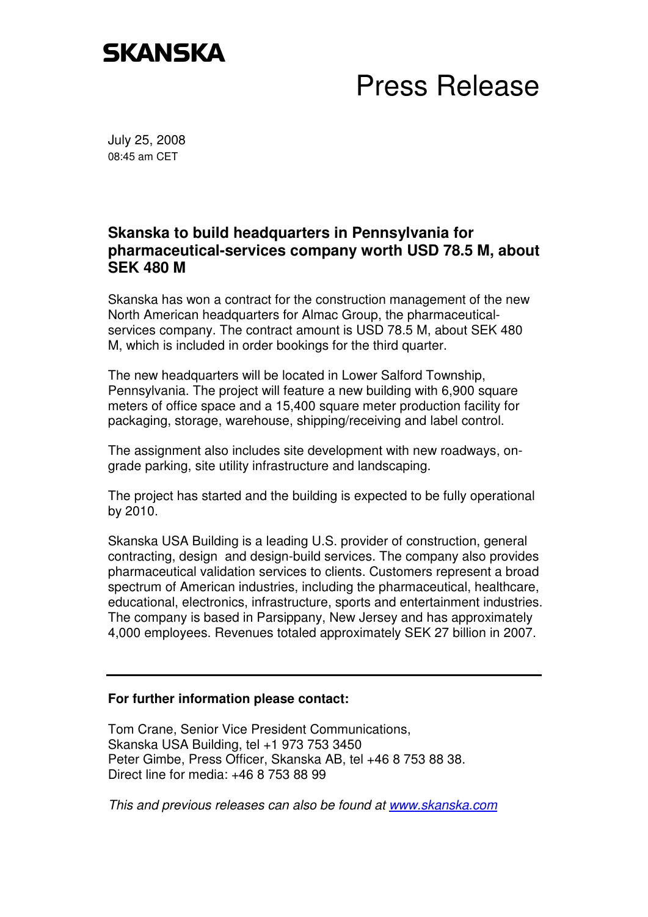SKANSKA

# Press Release

July 25, 2008
08:45 am CET

## Skanska to build headquarters in Pennsylvania for pharmaceutical-services company worth USD 78.5 M, about SEK 480 M

Skanska has won a contract for the construction management of the new North American headquarters for Almac Group, the pharmaceutical-services company. The contract amount is USD 78.5 M, about SEK 480 M, which is included in order bookings for the third quarter.

The new headquarters will be located in Lower Salford Township, Pennsylvania. The project will feature a new building with 6,900 square meters of office space and a 15,400 square meter production facility for packaging, storage, warehouse, shipping/receiving and label control.

The assignment also includes site development with new roadways, on-grade parking, site utility infrastructure and landscaping.

The project has started and the building is expected to be fully operational by 2010.

Skanska USA Building is a leading U.S. provider of construction, general contracting, design and design-build services. The company also provides pharmaceutical validation services to clients. Customers represent a broad spectrum of American industries, including the pharmaceutical, healthcare, educational, electronics, infrastructure, sports and entertainment industries. The company is based in Parsippany, New Jersey and has approximately 4,000 employees. Revenues totaled approximately SEK 27 billion in 2007.

---

**For further information please contact:**

Tom Crane, Senior Vice President Communications,
Skanska USA Building, tel +1 973 753 3450
Peter Gimbe, Press Officer, Skanska AB, tel +46 8 753 88 38.
Direct line for media: +46 8 753 88 99

*This and previous releases can also be found at www.skanska.com*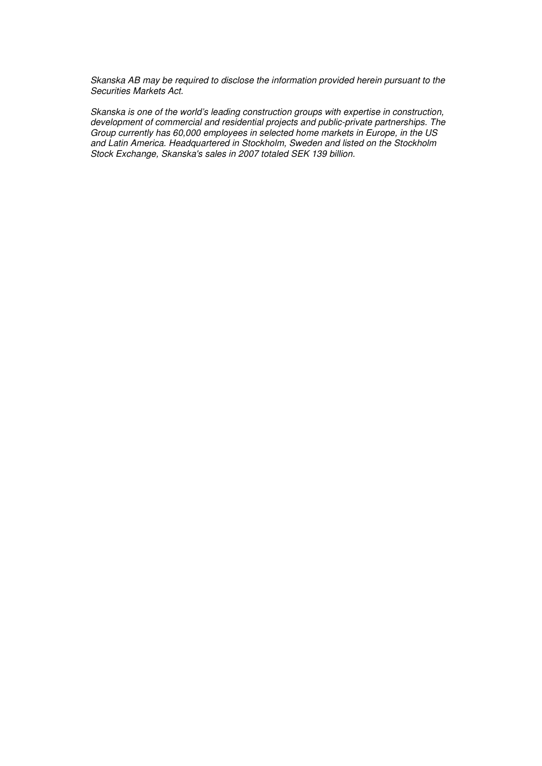*Skanska AB may be required to disclose the information provided herein pursuant to the Securities Markets Act.*

*Skanska is one of the world's leading construction groups with expertise in construction, development of commercial and residential projects and public-private partnerships. The Group currently has 60,000 employees in selected home markets in Europe, in the US and Latin America. Headquartered in Stockholm, Sweden and listed on the Stockholm Stock Exchange, Skanska's sales in 2007 totaled SEK 139 billion.*